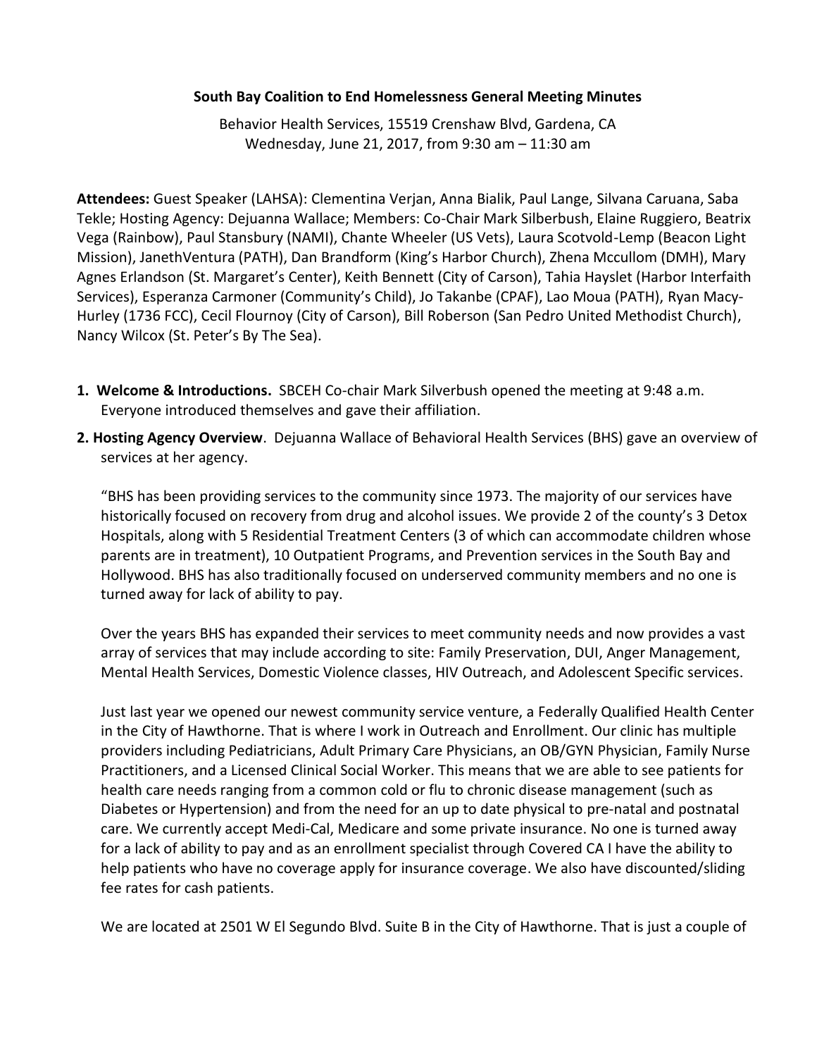**South Bay Coalition to End Homelessness General Meeting Minutes**

Behavior Health Services, 15519 Crenshaw Blvd, Gardena, CA
Wednesday, June 21, 2017, from 9:30 am – 11:30 am

**Attendees:** Guest Speaker (LAHSA): Clementina Verjan, Anna Bialik, Paul Lange, Silvana Caruana, Saba Tekle; Hosting Agency: Dejuanna Wallace; Members: Co-Chair Mark Silberbush, Elaine Ruggiero, Beatrix Vega (Rainbow), Paul Stansbury (NAMI), Chante Wheeler (US Vets), Laura Scotvold-Lemp (Beacon Light Mission), JanethVentura (PATH), Dan Brandform (King's Harbor Church), Zhena Mccullom (DMH), Mary Agnes Erlandson (St. Margaret's Center), Keith Bennett (City of Carson), Tahia Hayslet (Harbor Interfaith Services), Esperanza Carmoner (Community's Child), Jo Takanbe (CPAF), Lao Moua (PATH), Ryan Macy-Hurley (1736 FCC), Cecil Flournoy (City of Carson), Bill Roberson (San Pedro United Methodist Church), Nancy Wilcox (St. Peter's By The Sea).

1. **Welcome & Introductions.** SBCEH Co-chair Mark Silverbush opened the meeting at 9:48 a.m. Everyone introduced themselves and gave their affiliation.

2. **Hosting Agency Overview**. Dejuanna Wallace of Behavioral Health Services (BHS) gave an overview of services at her agency.

   "BHS has been providing services to the community since 1973. The majority of our services have historically focused on recovery from drug and alcohol issues. We provide 2 of the county's 3 Detox Hospitals, along with 5 Residential Treatment Centers (3 of which can accommodate children whose parents are in treatment), 10 Outpatient Programs, and Prevention services in the South Bay and Hollywood. BHS has also traditionally focused on underserved community members and no one is turned away for lack of ability to pay.

   Over the years BHS has expanded their services to meet community needs and now provides a vast array of services that may include according to site: Family Preservation, DUI, Anger Management, Mental Health Services, Domestic Violence classes, HIV Outreach, and Adolescent Specific services.

   Just last year we opened our newest community service venture, a Federally Qualified Health Center in the City of Hawthorne. That is where I work in Outreach and Enrollment. Our clinic has multiple providers including Pediatricians, Adult Primary Care Physicians, an OB/GYN Physician, Family Nurse Practitioners, and a Licensed Clinical Social Worker. This means that we are able to see patients for health care needs ranging from a common cold or flu to chronic disease management (such as Diabetes or Hypertension) and from the need for an up to date physical to pre-natal and postnatal care. We currently accept Medi-Cal, Medicare and some private insurance. No one is turned away for a lack of ability to pay and as an enrollment specialist through Covered CA I have the ability to help patients who have no coverage apply for insurance coverage. We also have discounted/sliding fee rates for cash patients.

   We are located at 2501 W El Segundo Blvd. Suite B in the City of Hawthorne. That is just a couple of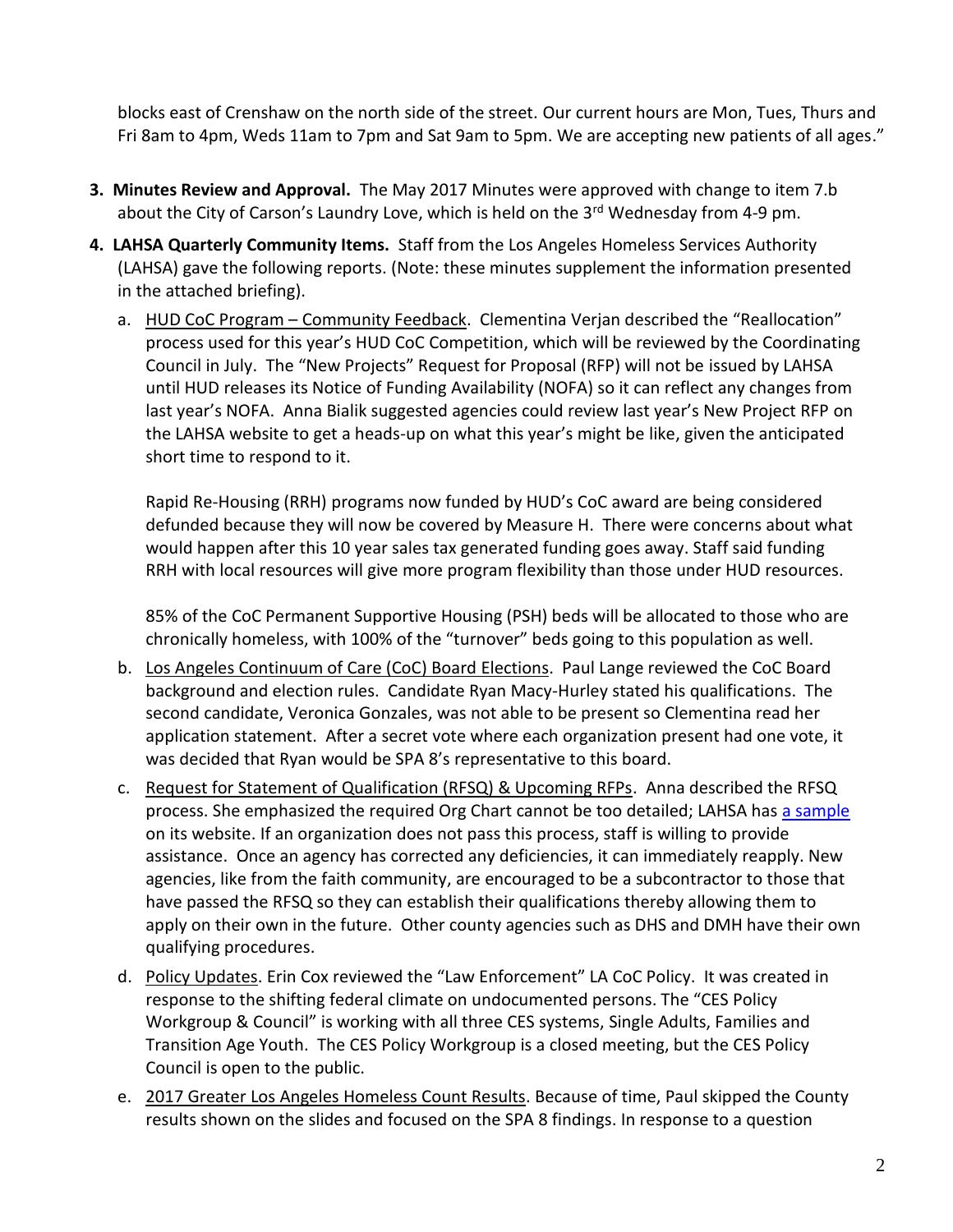blocks east of Crenshaw on the north side of the street. Our current hours are Mon, Tues, Thurs and Fri 8am to 4pm, Weds 11am to 7pm and Sat 9am to 5pm. We are accepting new patients of all ages."

3. **Minutes Review and Approval.** The May 2017 Minutes were approved with change to item 7.b about the City of Carson's Laundry Love, which is held on the 3rd Wednesday from 4-9 pm.

4. **LAHSA Quarterly Community Items.** Staff from the Los Angeles Homeless Services Authority (LAHSA) gave the following reports. (Note: these minutes supplement the information presented in the attached briefing).

   a. HUD CoC Program – Community Feedback. Clementina Verjan described the "Reallocation" process used for this year's HUD CoC Competition, which will be reviewed by the Coordinating Council in July. The "New Projects" Request for Proposal (RFP) will not be issued by LAHSA until HUD releases its Notice of Funding Availability (NOFA) so it can reflect any changes from last year's NOFA. Anna Bialik suggested agencies could review last year's New Project RFP on the LAHSA website to get a heads-up on what this year's might be like, given the anticipated short time to respond to it.

      Rapid Re-Housing (RRH) programs now funded by HUD's CoC award are being considered defunded because they will now be covered by Measure H. There were concerns about what would happen after this 10 year sales tax generated funding goes away. Staff said funding RRH with local resources will give more program flexibility than those under HUD resources.

      85% of the CoC Permanent Supportive Housing (PSH) beds will be allocated to those who are chronically homeless, with 100% of the "turnover" beds going to this population as well.

   b. Los Angeles Continuum of Care (CoC) Board Elections. Paul Lange reviewed the CoC Board background and election rules. Candidate Ryan Macy-Hurley stated his qualifications. The second candidate, Veronica Gonzales, was not able to be present so Clementina read her application statement. After a secret vote where each organization present had one vote, it was decided that Ryan would be SPA 8's representative to this board.

   c. Request for Statement of Qualification (RFSQ) & Upcoming RFPs. Anna described the RFSQ process. She emphasized the required Org Chart cannot be too detailed; LAHSA has a sample on its website. If an organization does not pass this process, staff is willing to provide assistance. Once an agency has corrected any deficiencies, it can immediately reapply. New agencies, like from the faith community, are encouraged to be a subcontractor to those that have passed the RFSQ so they can establish their qualifications thereby allowing them to apply on their own in the future. Other county agencies such as DHS and DMH have their own qualifying procedures.

   d. Policy Updates. Erin Cox reviewed the "Law Enforcement" LA CoC Policy. It was created in response to the shifting federal climate on undocumented persons. The "CES Policy Workgroup & Council" is working with all three CES systems, Single Adults, Families and Transition Age Youth. The CES Policy Workgroup is a closed meeting, but the CES Policy Council is open to the public.

   e. 2017 Greater Los Angeles Homeless Count Results. Because of time, Paul skipped the County results shown on the slides and focused on the SPA 8 findings. In response to a question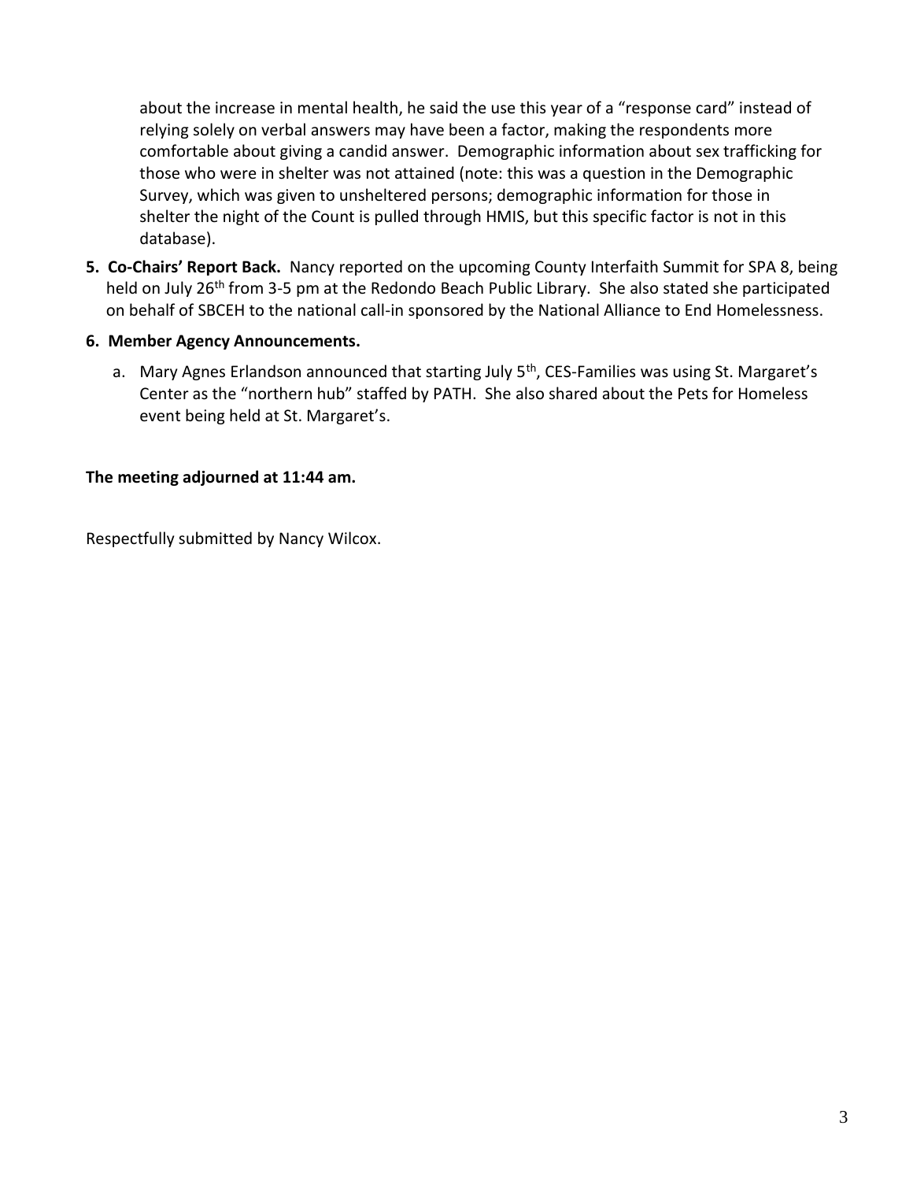about the increase in mental health, he said the use this year of a "response card" instead of relying solely on verbal answers may have been a factor, making the respondents more comfortable about giving a candid answer. Demographic information about sex trafficking for those who were in shelter was not attained (note: this was a question in the Demographic Survey, which was given to unsheltered persons; demographic information for those in shelter the night of the Count is pulled through HMIS, but this specific factor is not in this database).

**5. Co-Chairs' Report Back.** Nancy reported on the upcoming County Interfaith Summit for SPA 8, being held on July 26th from 3-5 pm at the Redondo Beach Public Library. She also stated she participated on behalf of SBCEH to the national call-in sponsored by the National Alliance to End Homelessness.

**6. Member Agency Announcements.**

a. Mary Agnes Erlandson announced that starting July 5th, CES-Families was using St. Margaret's Center as the "northern hub" staffed by PATH. She also shared about the Pets for Homeless event being held at St. Margaret's.

**The meeting adjourned at 11:44 am.**

Respectfully submitted by Nancy Wilcox.